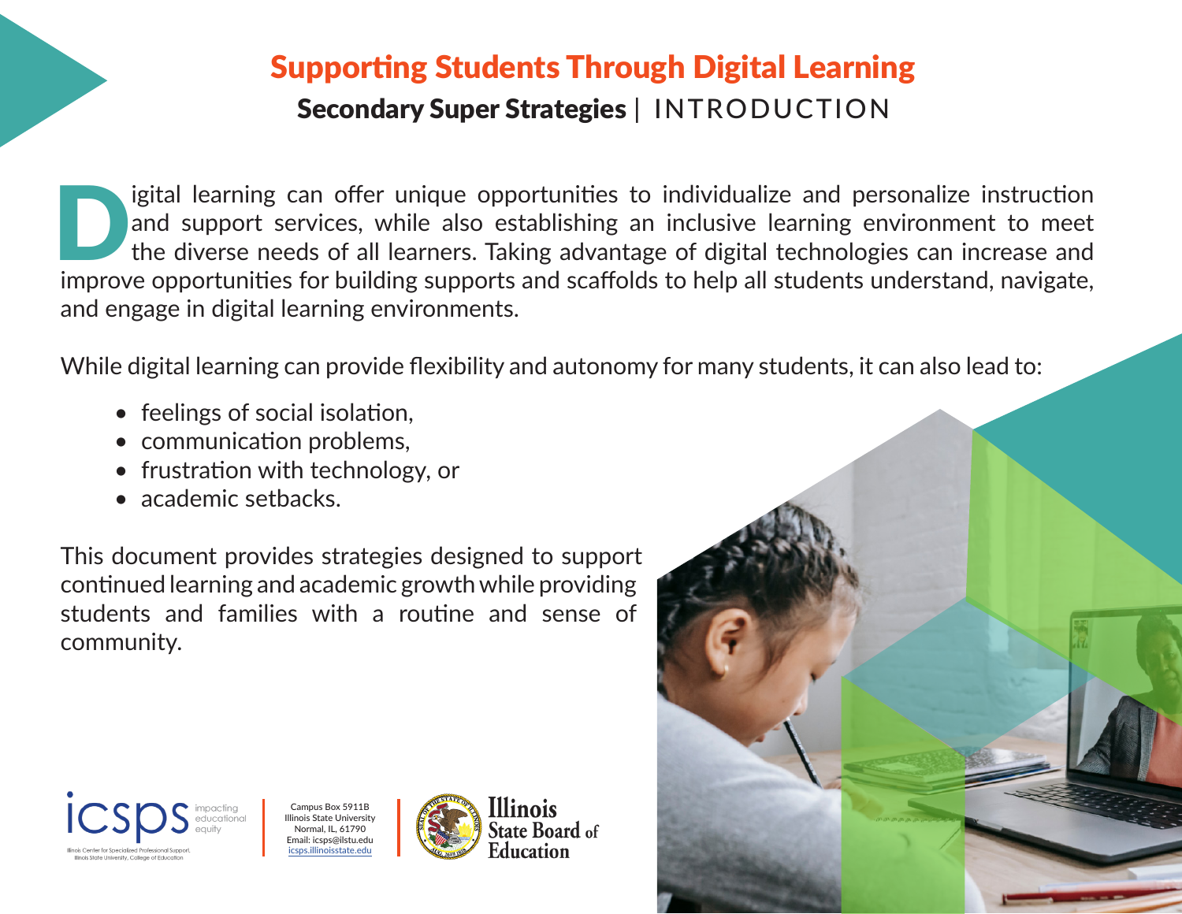# Supporting Students Through Digital Learning

## Secondary Super Strategies | INTRODUCTION

Digital learning can offer unique opportunities to individualize and personalize instruction and support services, while also establishing an inclusive learning environment to meet the diverse needs of all learners. Taking advantage of digital technologies can increase and improve opportunities for building supports and scaffolds to help all students understand, navigate, and engage in digital learning environments.

While digital learning can provide flexibility and autonomy for many students, it can also lead to:

- feelings of social isolation,
- communication problems,
- frustration with technology, or
- academic setbacks.

This document provides strategies designed to support continued learning and academic growth while providing students and families with a routine and sense of community.

icsps impacting educational equity
Illinois Center for Specialized Professional Support, Illinois State University, College of Education

Campus Box 5911B
Illinois State University
Normal, IL, 61790
Email: icsps@ilstu.edu
icsps.illinoisstate.edu

Illinois State Board of Education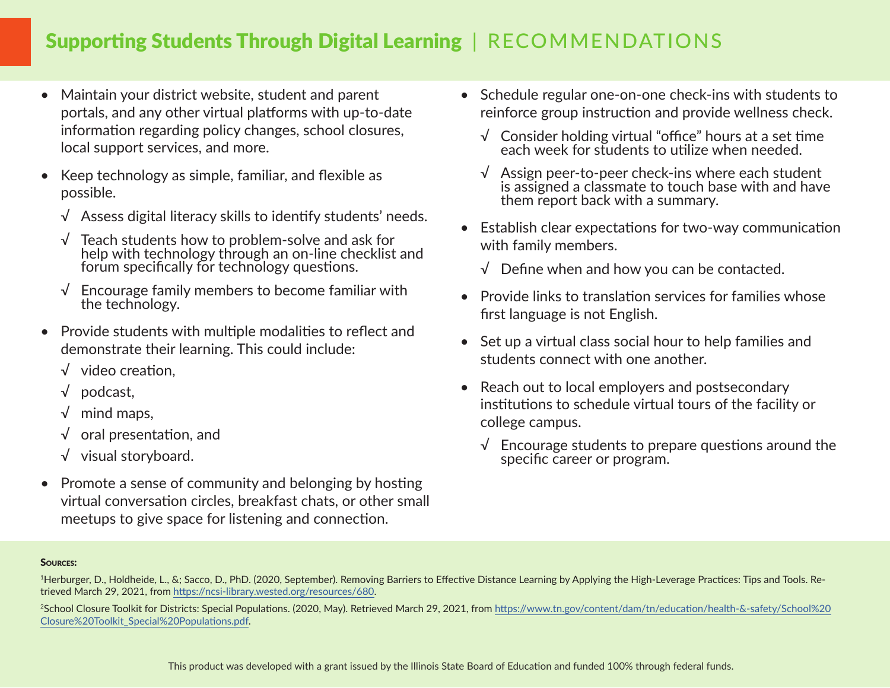# Supporting Students Through Digital Learning | RECOMMENDATIONS

- Maintain your district website, student and parent portals, and any other virtual platforms with up-to-date information regarding policy changes, school closures, local support services, and more.
- Keep technology as simple, familiar, and flexible as possible.
  - √ Assess digital literacy skills to identify students' needs.
  - √ Teach students how to problem-solve and ask for help with technology through an on-line checklist and forum specifically for technology questions.
  - √ Encourage family members to become familiar with the technology.
- Provide students with multiple modalities to reflect and demonstrate their learning. This could include:
  - √ video creation,
  - √ podcast,
  - √ mind maps,
  - √ oral presentation, and
  - √ visual storyboard.
- Promote a sense of community and belonging by hosting virtual conversation circles, breakfast chats, or other small meetups to give space for listening and connection.
- Schedule regular one-on-one check-ins with students to reinforce group instruction and provide wellness check.
  - √ Consider holding virtual "office" hours at a set time each week for students to utilize when needed.
  - √ Assign peer-to-peer check-ins where each student is assigned a classmate to touch base with and have them report back with a summary.
- Establish clear expectations for two-way communication with family members.
  - √ Define when and how you can be contacted.
- Provide links to translation services for families whose first language is not English.
- Set up a virtual class social hour to help families and students connect with one another.
- Reach out to local employers and postsecondary institutions to schedule virtual tours of the facility or college campus.
  - √ Encourage students to prepare questions around the specific career or program.

**Sources:**

[1]Herburger, D., Holdheide, L., &; Sacco, D., PhD. (2020, September). Removing Barriers to Effective Distance Learning by Applying the High-Leverage Practices: Tips and Tools. Retrieved March 29, 2021, from https://ncsi-library.wested.org/resources/680.

[2]School Closure Toolkit for Districts: Special Populations. (2020, May). Retrieved March 29, 2021, from https://www.tn.gov/content/dam/tn/education/health-&-safety/School%20Closure%20Toolkit_Special%20Populations.pdf.

This product was developed with a grant issued by the Illinois State Board of Education and funded 100% through federal funds.